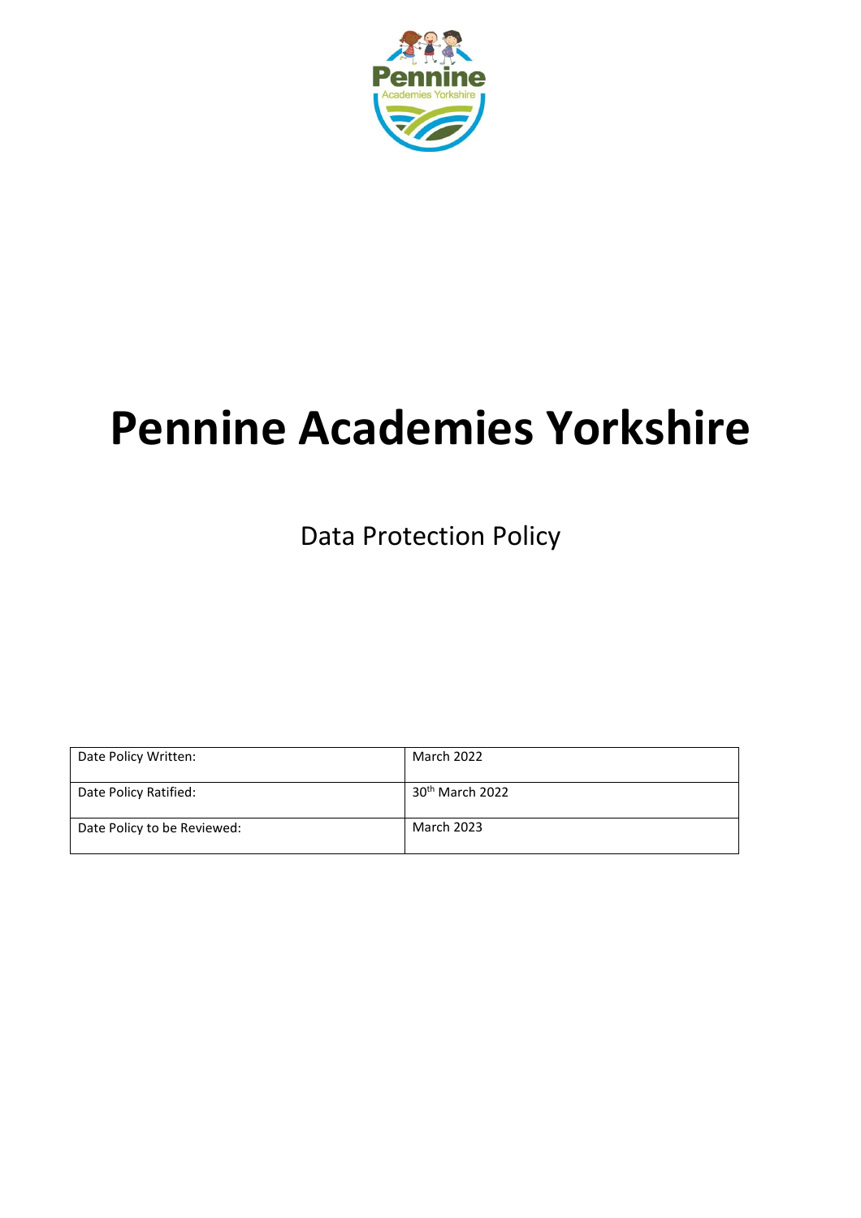# Pennine Academies Yorkshire

Data Protection Policy

| Date Policy Written: | March 2022 |
|---|---|
| Date Policy Ratified: | 30th March 2022 |
| Date Policy to be Reviewed: | March 2023 |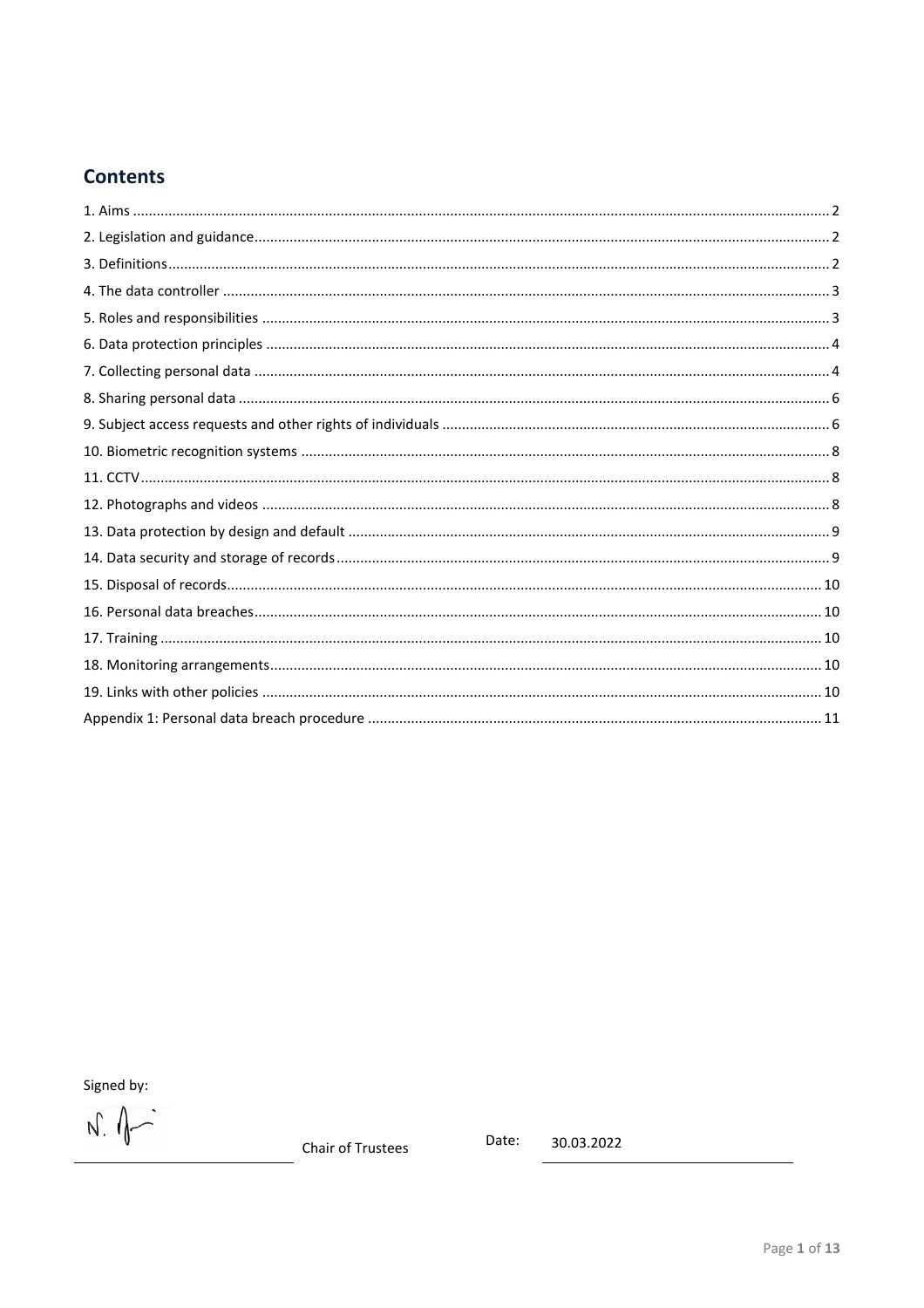# Contents

1. Aims ........ 2
2. Legislation and guidance ........ 2
3. Definitions ........ 2
4. The data controller ........ 3
5. Roles and responsibilities ........ 3
6. Data protection principles ........ 4
7. Collecting personal data ........ 4
8. Sharing personal data ........ 6
9. Subject access requests and other rights of individuals ........ 6
10. Biometric recognition systems ........ 8
11. CCTV ........ 8
12. Photographs and videos ........ 8
13. Data protection by design and default ........ 9
14. Data security and storage of records ........ 9
15. Disposal of records ........ 10
16. Personal data breaches ........ 10
17. Training ........ 10
18. Monitoring arrangements ........ 10
19. Links with other policies ........ 10

Appendix 1: Personal data breach procedure ........ 11

Signed by:

N. [signature]

Chair of Trustees

Date: 30.03.2022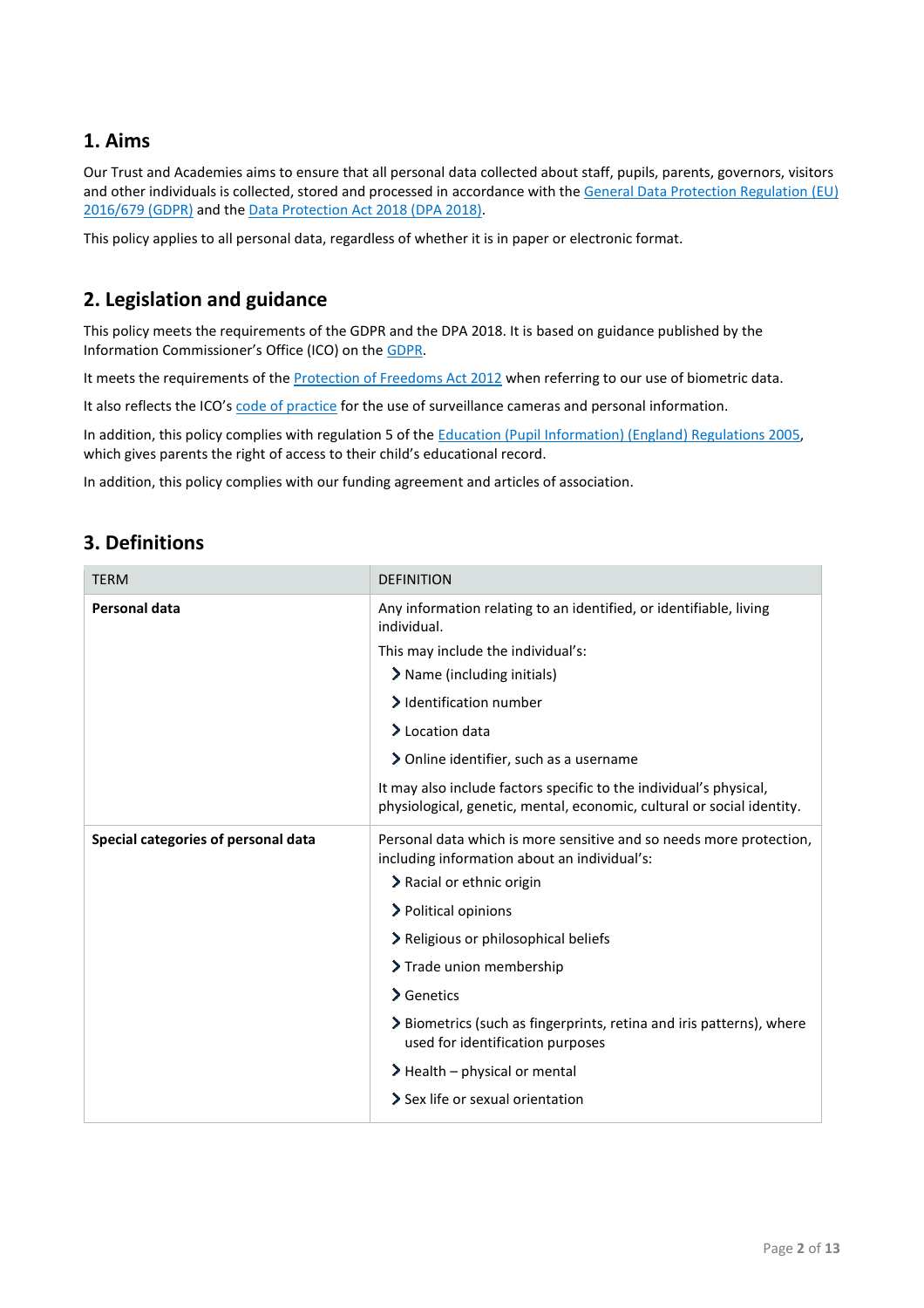## 1. Aims

Our Trust and Academies aims to ensure that all personal data collected about staff, pupils, parents, governors, visitors and other individuals is collected, stored and processed in accordance with the General Data Protection Regulation (EU) 2016/679 (GDPR) and the Data Protection Act 2018 (DPA 2018).

This policy applies to all personal data, regardless of whether it is in paper or electronic format.

## 2. Legislation and guidance

This policy meets the requirements of the GDPR and the DPA 2018. It is based on guidance published by the Information Commissioner's Office (ICO) on the GDPR.

It meets the requirements of the Protection of Freedoms Act 2012 when referring to our use of biometric data.

It also reflects the ICO's code of practice for the use of surveillance cameras and personal information.

In addition, this policy complies with regulation 5 of the Education (Pupil Information) (England) Regulations 2005, which gives parents the right of access to their child's educational record.

In addition, this policy complies with our funding agreement and articles of association.

## 3. Definitions

| TERM | DEFINITION |
|---|---|
| **Personal data** | Any information relating to an identified, or identifiable, living individual.<br><br>This may include the individual's:<br>› Name (including initials)<br>› Identification number<br>› Location data<br>› Online identifier, such as a username<br><br>It may also include factors specific to the individual's physical, physiological, genetic, mental, economic, cultural or social identity. |
| **Special categories of personal data** | Personal data which is more sensitive and so needs more protection, including information about an individual's:<br>› Racial or ethnic origin<br>› Political opinions<br>› Religious or philosophical beliefs<br>› Trade union membership<br>› Genetics<br>› Biometrics (such as fingerprints, retina and iris patterns), where used for identification purposes<br>› Health – physical or mental<br>› Sex life or sexual orientation |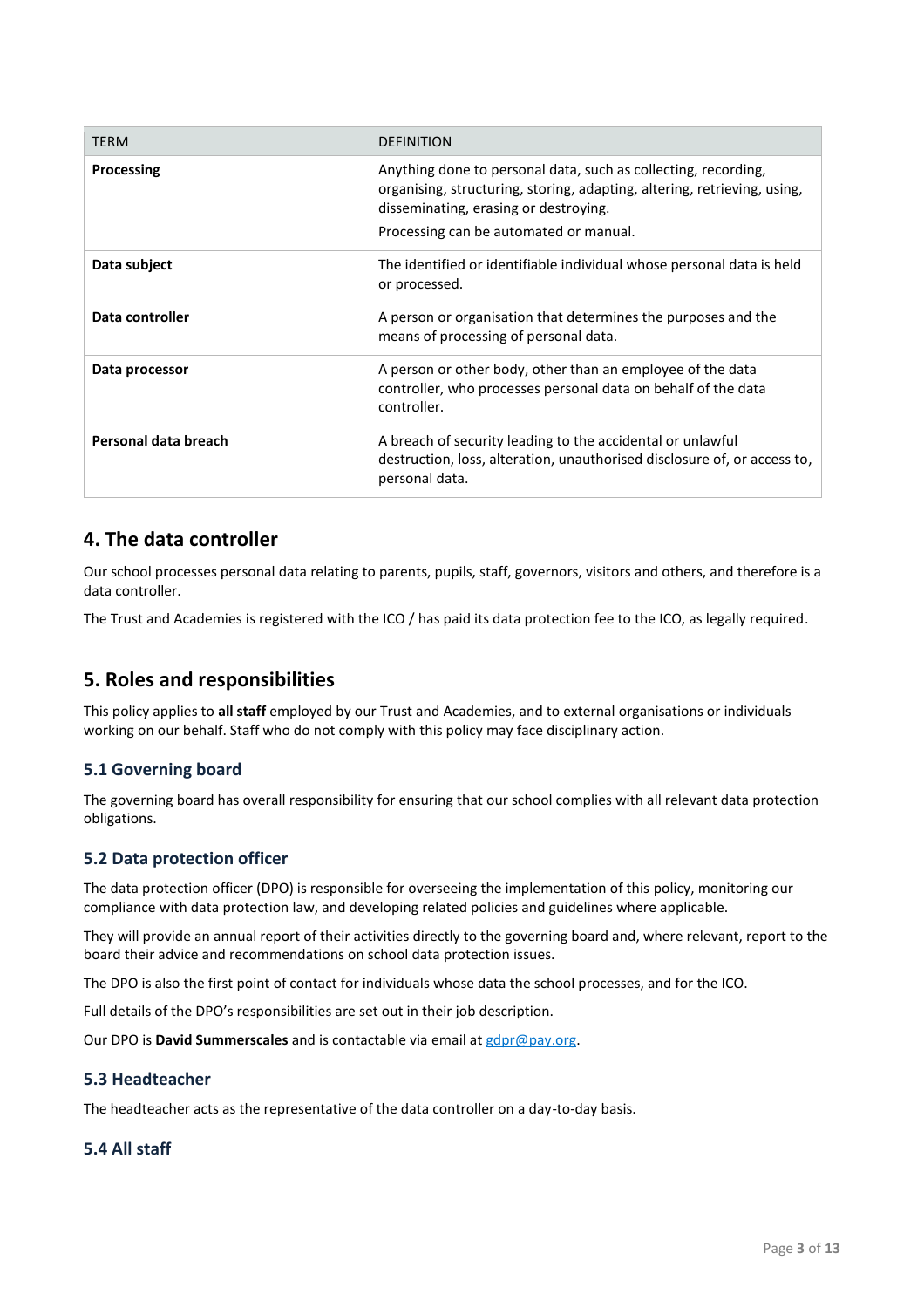| TERM | DEFINITION |
| --- | --- |
| **Processing** | Anything done to personal data, such as collecting, recording, organising, structuring, storing, adapting, altering, retrieving, using, disseminating, erasing or destroying.<br>Processing can be automated or manual. |
| **Data subject** | The identified or identifiable individual whose personal data is held or processed. |
| **Data controller** | A person or organisation that determines the purposes and the means of processing of personal data. |
| **Data processor** | A person or other body, other than an employee of the data controller, who processes personal data on behalf of the data controller. |
| **Personal data breach** | A breach of security leading to the accidental or unlawful destruction, loss, alteration, unauthorised disclosure of, or access to, personal data. |

## 4. The data controller

Our school processes personal data relating to parents, pupils, staff, governors, visitors and others, and therefore is a data controller.

The Trust and Academies is registered with the ICO / has paid its data protection fee to the ICO, as legally required.

## 5. Roles and responsibilities

This policy applies to **all staff** employed by our Trust and Academies, and to external organisations or individuals working on our behalf. Staff who do not comply with this policy may face disciplinary action.

### 5.1 Governing board

The governing board has overall responsibility for ensuring that our school complies with all relevant data protection obligations.

### 5.2 Data protection officer

The data protection officer (DPO) is responsible for overseeing the implementation of this policy, monitoring our compliance with data protection law, and developing related policies and guidelines where applicable.

They will provide an annual report of their activities directly to the governing board and, where relevant, report to the board their advice and recommendations on school data protection issues.

The DPO is also the first point of contact for individuals whose data the school processes, and for the ICO.

Full details of the DPO's responsibilities are set out in their job description.

Our DPO is **David Summerscales** and is contactable via email at gdpr@pay.org.

### 5.3 Headteacher

The headteacher acts as the representative of the data controller on a day-to-day basis.

### 5.4 All staff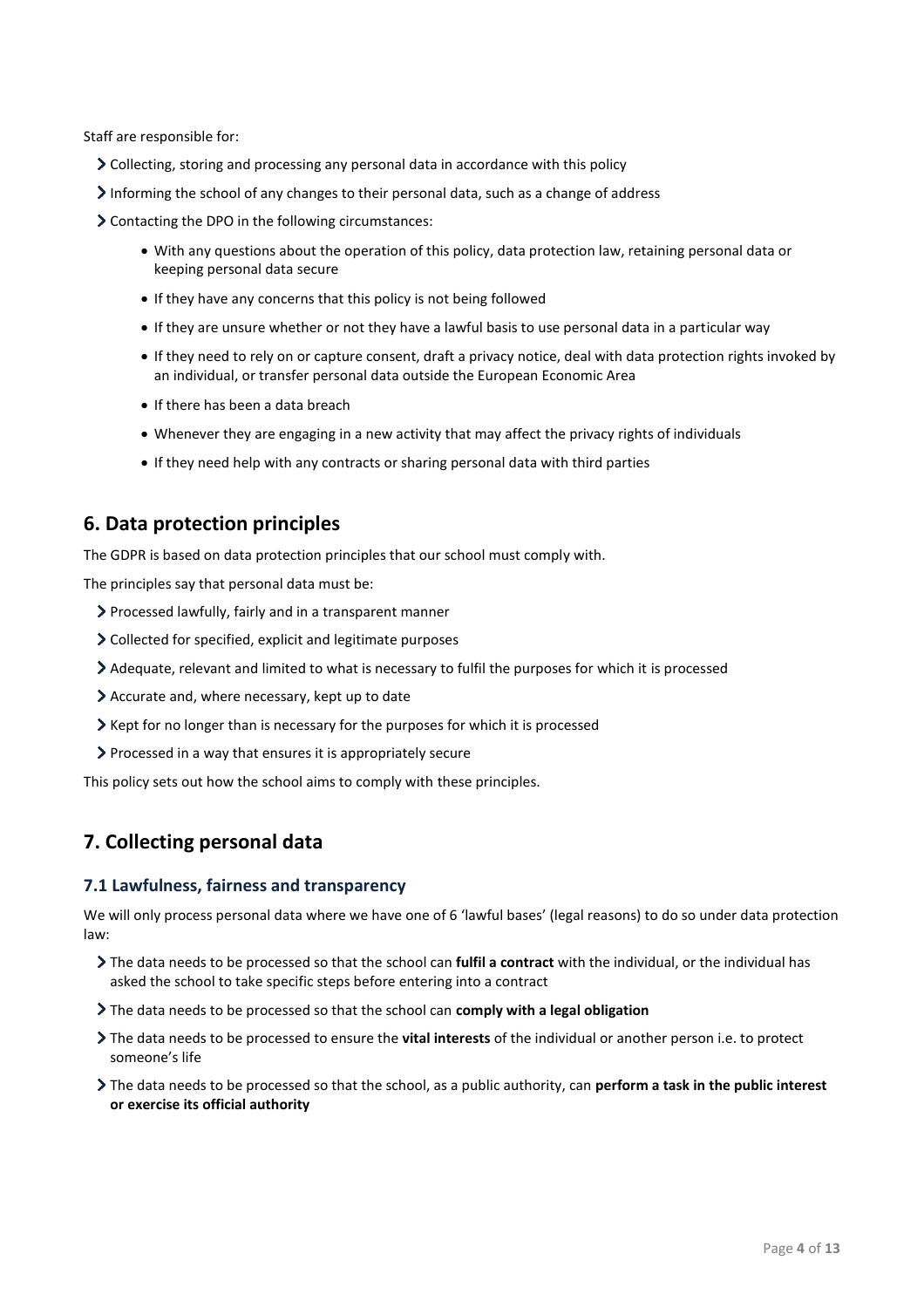Staff are responsible for:

- Collecting, storing and processing any personal data in accordance with this policy
- Informing the school of any changes to their personal data, such as a change of address
- Contacting the DPO in the following circumstances:
    - With any questions about the operation of this policy, data protection law, retaining personal data or keeping personal data secure
    - If they have any concerns that this policy is not being followed
    - If they are unsure whether or not they have a lawful basis to use personal data in a particular way
    - If they need to rely on or capture consent, draft a privacy notice, deal with data protection rights invoked by an individual, or transfer personal data outside the European Economic Area
    - If there has been a data breach
    - Whenever they are engaging in a new activity that may affect the privacy rights of individuals
    - If they need help with any contracts or sharing personal data with third parties

## 6. Data protection principles

The GDPR is based on data protection principles that our school must comply with.

The principles say that personal data must be:

- Processed lawfully, fairly and in a transparent manner
- Collected for specified, explicit and legitimate purposes
- Adequate, relevant and limited to what is necessary to fulfil the purposes for which it is processed
- Accurate and, where necessary, kept up to date
- Kept for no longer than is necessary for the purposes for which it is processed
- Processed in a way that ensures it is appropriately secure

This policy sets out how the school aims to comply with these principles.

## 7. Collecting personal data

### 7.1 Lawfulness, fairness and transparency

We will only process personal data where we have one of 6 'lawful bases' (legal reasons) to do so under data protection law:

- The data needs to be processed so that the school can **fulfil a contract** with the individual, or the individual has asked the school to take specific steps before entering into a contract
- The data needs to be processed so that the school can **comply with a legal obligation**
- The data needs to be processed to ensure the **vital interests** of the individual or another person i.e. to protect someone's life
- The data needs to be processed so that the school, as a public authority, can **perform a task in the public interest or exercise its official authority**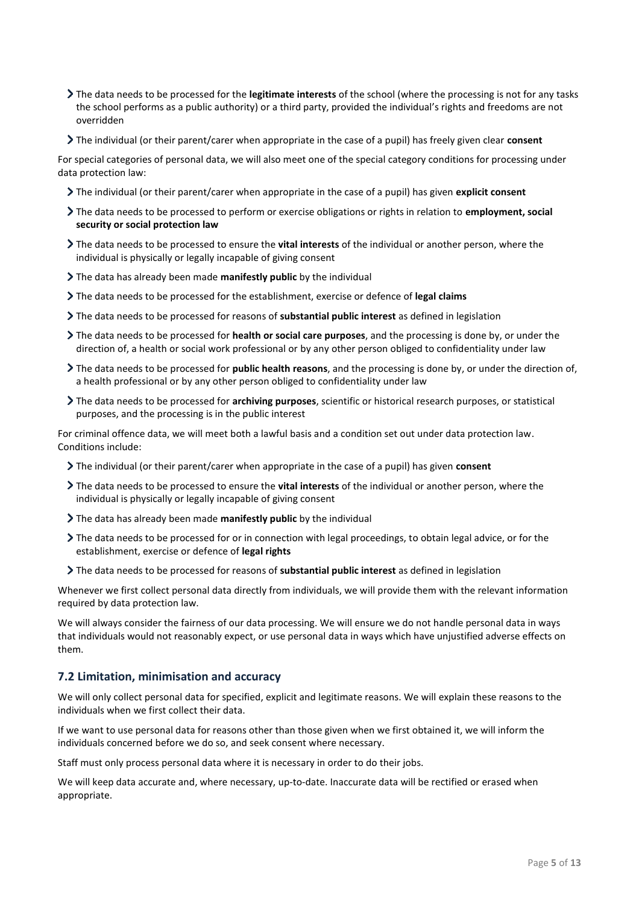- The data needs to be processed for the **legitimate interests** of the school (where the processing is not for any tasks the school performs as a public authority) or a third party, provided the individual's rights and freedoms are not overridden
- The individual (or their parent/carer when appropriate in the case of a pupil) has freely given clear **consent**

For special categories of personal data, we will also meet one of the special category conditions for processing under data protection law:

- The individual (or their parent/carer when appropriate in the case of a pupil) has given **explicit consent**
- The data needs to be processed to perform or exercise obligations or rights in relation to **employment, social security or social protection law**
- The data needs to be processed to ensure the **vital interests** of the individual or another person, where the individual is physically or legally incapable of giving consent
- The data has already been made **manifestly public** by the individual
- The data needs to be processed for the establishment, exercise or defence of **legal claims**
- The data needs to be processed for reasons of **substantial public interest** as defined in legislation
- The data needs to be processed for **health or social care purposes**, and the processing is done by, or under the direction of, a health or social work professional or by any other person obliged to confidentiality under law
- The data needs to be processed for **public health reasons**, and the processing is done by, or under the direction of, a health professional or by any other person obliged to confidentiality under law
- The data needs to be processed for **archiving purposes**, scientific or historical research purposes, or statistical purposes, and the processing is in the public interest

For criminal offence data, we will meet both a lawful basis and a condition set out under data protection law. Conditions include:

- The individual (or their parent/carer when appropriate in the case of a pupil) has given **consent**
- The data needs to be processed to ensure the **vital interests** of the individual or another person, where the individual is physically or legally incapable of giving consent
- The data has already been made **manifestly public** by the individual
- The data needs to be processed for or in connection with legal proceedings, to obtain legal advice, or for the establishment, exercise or defence of **legal rights**
- The data needs to be processed for reasons of **substantial public interest** as defined in legislation

Whenever we first collect personal data directly from individuals, we will provide them with the relevant information required by data protection law.

We will always consider the fairness of our data processing. We will ensure we do not handle personal data in ways that individuals would not reasonably expect, or use personal data in ways which have unjustified adverse effects on them.

## 7.2 Limitation, minimisation and accuracy

We will only collect personal data for specified, explicit and legitimate reasons. We will explain these reasons to the individuals when we first collect their data.

If we want to use personal data for reasons other than those given when we first obtained it, we will inform the individuals concerned before we do so, and seek consent where necessary.

Staff must only process personal data where it is necessary in order to do their jobs.

We will keep data accurate and, where necessary, up-to-date. Inaccurate data will be rectified or erased when appropriate.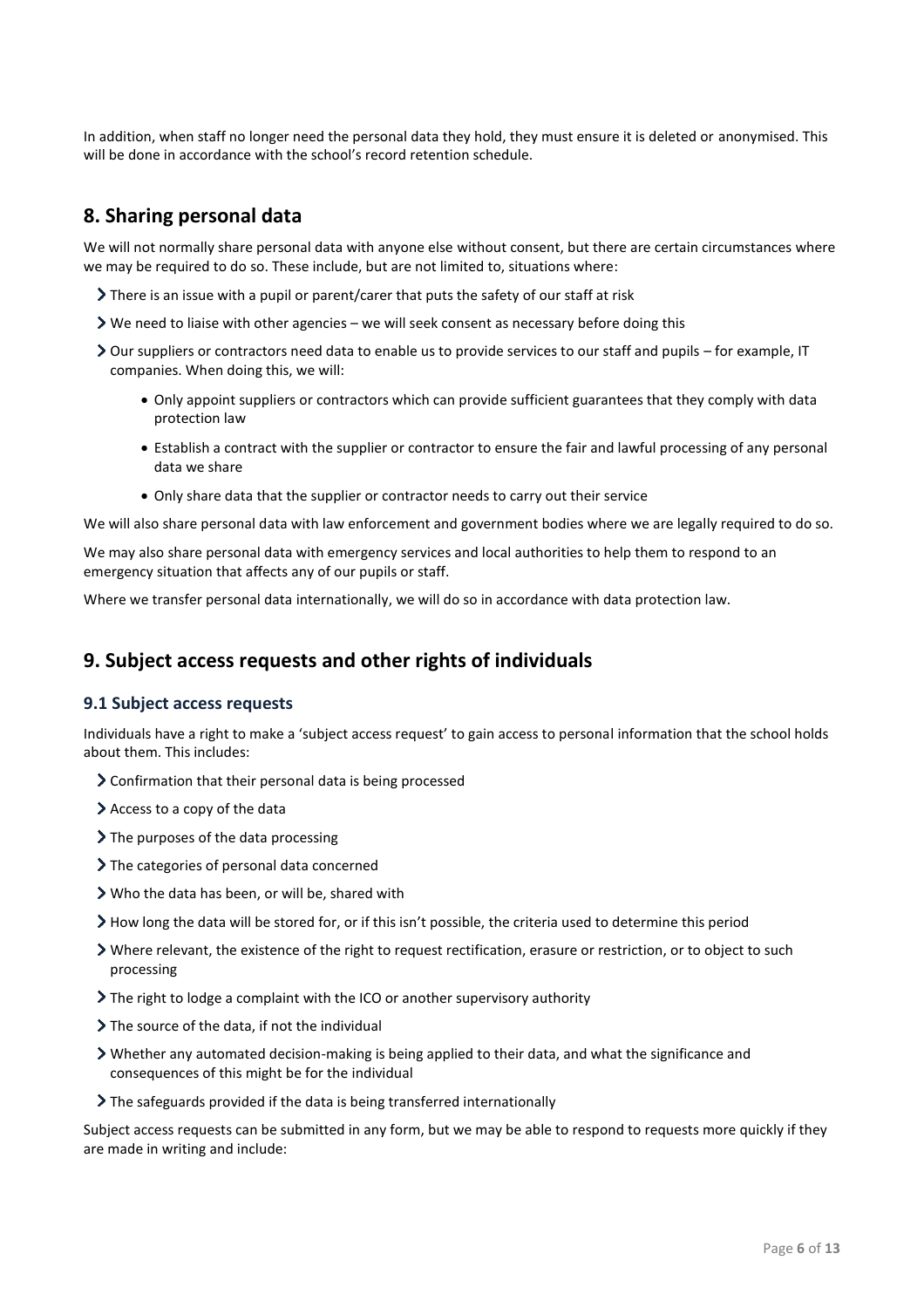In addition, when staff no longer need the personal data they hold, they must ensure it is deleted or anonymised. This will be done in accordance with the school's record retention schedule.

## 8. Sharing personal data

We will not normally share personal data with anyone else without consent, but there are certain circumstances where we may be required to do so. These include, but are not limited to, situations where:

- There is an issue with a pupil or parent/carer that puts the safety of our staff at risk
- We need to liaise with other agencies – we will seek consent as necessary before doing this
- Our suppliers or contractors need data to enable us to provide services to our staff and pupils – for example, IT companies. When doing this, we will:
    - Only appoint suppliers or contractors which can provide sufficient guarantees that they comply with data protection law
    - Establish a contract with the supplier or contractor to ensure the fair and lawful processing of any personal data we share
    - Only share data that the supplier or contractor needs to carry out their service

We will also share personal data with law enforcement and government bodies where we are legally required to do so.

We may also share personal data with emergency services and local authorities to help them to respond to an emergency situation that affects any of our pupils or staff.

Where we transfer personal data internationally, we will do so in accordance with data protection law.

## 9. Subject access requests and other rights of individuals

### 9.1 Subject access requests

Individuals have a right to make a 'subject access request' to gain access to personal information that the school holds about them. This includes:

- Confirmation that their personal data is being processed
- Access to a copy of the data
- The purposes of the data processing
- The categories of personal data concerned
- Who the data has been, or will be, shared with
- How long the data will be stored for, or if this isn't possible, the criteria used to determine this period
- Where relevant, the existence of the right to request rectification, erasure or restriction, or to object to such processing
- The right to lodge a complaint with the ICO or another supervisory authority
- The source of the data, if not the individual
- Whether any automated decision-making is being applied to their data, and what the significance and consequences of this might be for the individual
- The safeguards provided if the data is being transferred internationally

Subject access requests can be submitted in any form, but we may be able to respond to requests more quickly if they are made in writing and include: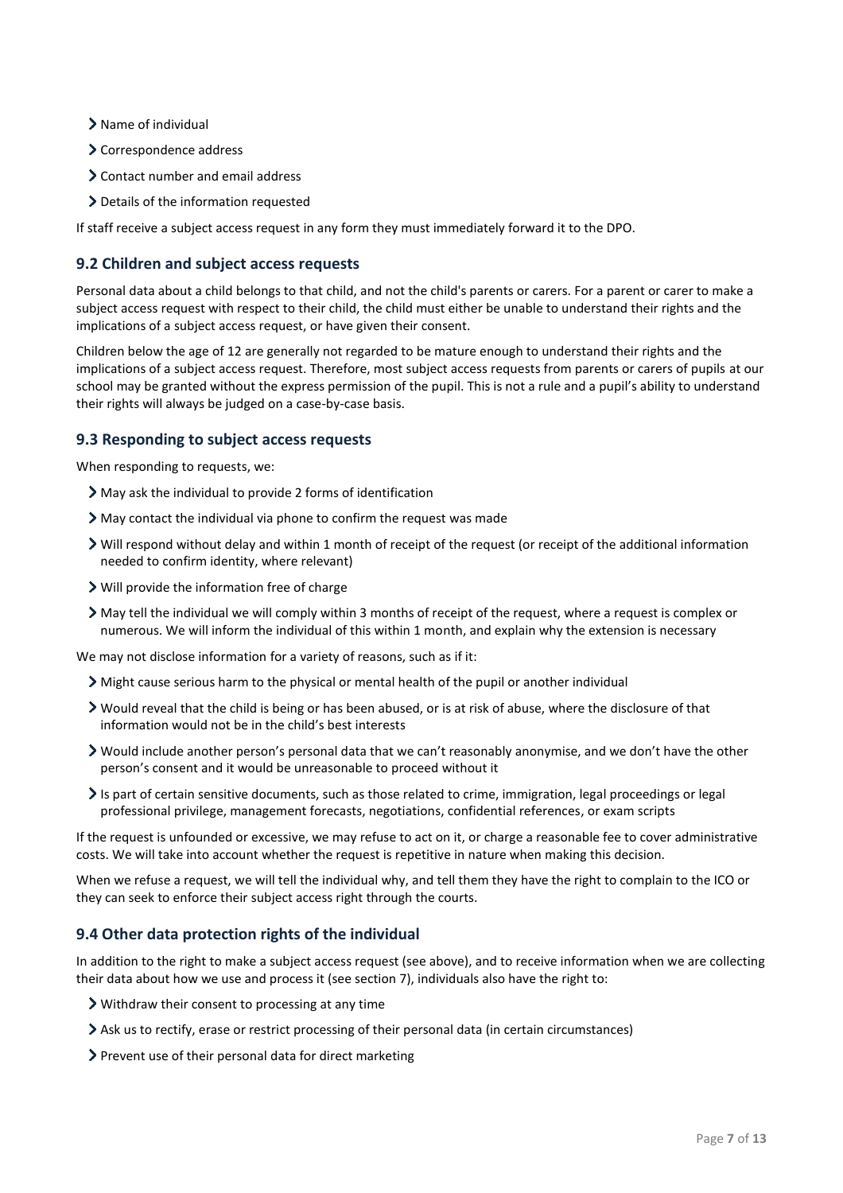- Name of individual
- Correspondence address
- Contact number and email address
- Details of the information requested

If staff receive a subject access request in any form they must immediately forward it to the DPO.

### 9.2 Children and subject access requests

Personal data about a child belongs to that child, and not the child's parents or carers. For a parent or carer to make a subject access request with respect to their child, the child must either be unable to understand their rights and the implications of a subject access request, or have given their consent.

Children below the age of 12 are generally not regarded to be mature enough to understand their rights and the implications of a subject access request. Therefore, most subject access requests from parents or carers of pupils at our school may be granted without the express permission of the pupil. This is not a rule and a pupil's ability to understand their rights will always be judged on a case-by-case basis.

### 9.3 Responding to subject access requests

When responding to requests, we:

- May ask the individual to provide 2 forms of identification
- May contact the individual via phone to confirm the request was made
- Will respond without delay and within 1 month of receipt of the request (or receipt of the additional information needed to confirm identity, where relevant)
- Will provide the information free of charge
- May tell the individual we will comply within 3 months of receipt of the request, where a request is complex or numerous. We will inform the individual of this within 1 month, and explain why the extension is necessary

We may not disclose information for a variety of reasons, such as if it:

- Might cause serious harm to the physical or mental health of the pupil or another individual
- Would reveal that the child is being or has been abused, or is at risk of abuse, where the disclosure of that information would not be in the child's best interests
- Would include another person's personal data that we can't reasonably anonymise, and we don't have the other person's consent and it would be unreasonable to proceed without it
- Is part of certain sensitive documents, such as those related to crime, immigration, legal proceedings or legal professional privilege, management forecasts, negotiations, confidential references, or exam scripts

If the request is unfounded or excessive, we may refuse to act on it, or charge a reasonable fee to cover administrative costs. We will take into account whether the request is repetitive in nature when making this decision.

When we refuse a request, we will tell the individual why, and tell them they have the right to complain to the ICO or they can seek to enforce their subject access right through the courts.

### 9.4 Other data protection rights of the individual

In addition to the right to make a subject access request (see above), and to receive information when we are collecting their data about how we use and process it (see section 7), individuals also have the right to:

- Withdraw their consent to processing at any time
- Ask us to rectify, erase or restrict processing of their personal data (in certain circumstances)
- Prevent use of their personal data for direct marketing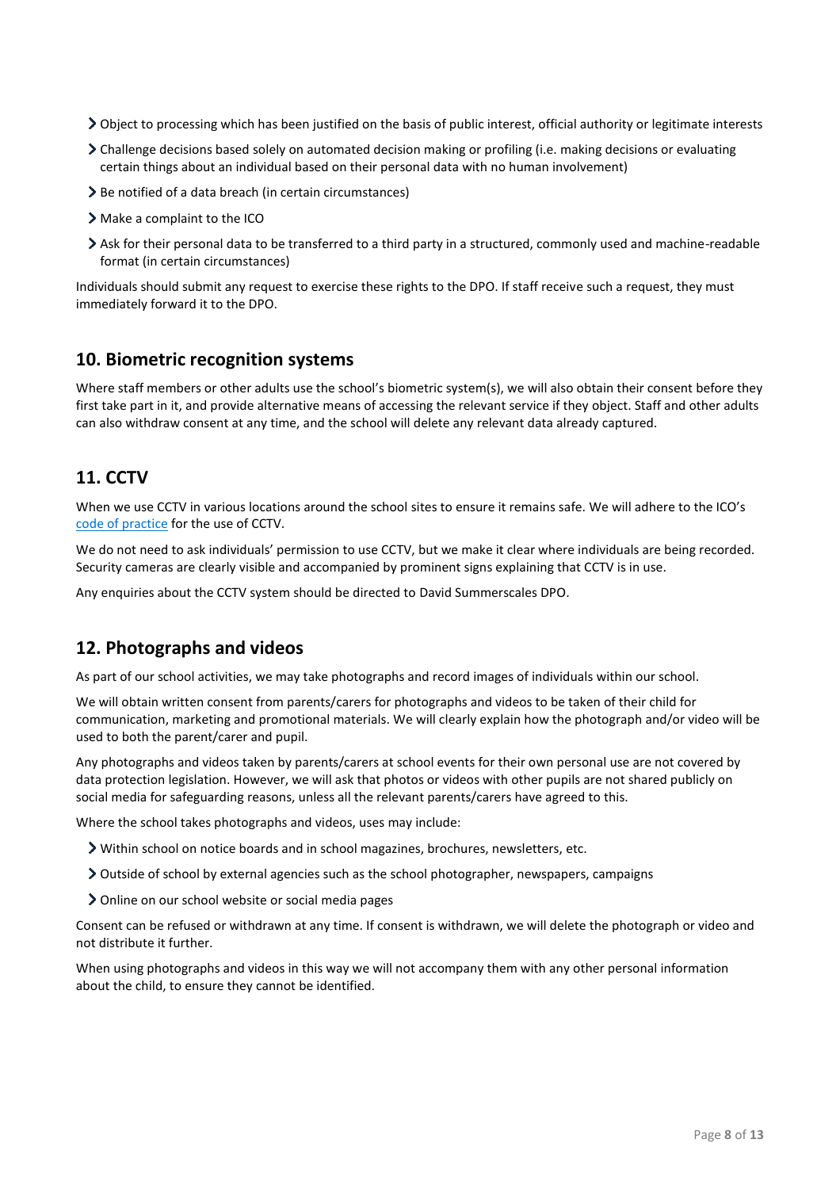- Object to processing which has been justified on the basis of public interest, official authority or legitimate interests
- Challenge decisions based solely on automated decision making or profiling (i.e. making decisions or evaluating certain things about an individual based on their personal data with no human involvement)
- Be notified of a data breach (in certain circumstances)
- Make a complaint to the ICO
- Ask for their personal data to be transferred to a third party in a structured, commonly used and machine-readable format (in certain circumstances)

Individuals should submit any request to exercise these rights to the DPO. If staff receive such a request, they must immediately forward it to the DPO.

## 10. Biometric recognition systems

Where staff members or other adults use the school's biometric system(s), we will also obtain their consent before they first take part in it, and provide alternative means of accessing the relevant service if they object. Staff and other adults can also withdraw consent at any time, and the school will delete any relevant data already captured.

## 11. CCTV

When we use CCTV in various locations around the school sites to ensure it remains safe. We will adhere to the ICO's code of practice for the use of CCTV.

We do not need to ask individuals' permission to use CCTV, but we make it clear where individuals are being recorded. Security cameras are clearly visible and accompanied by prominent signs explaining that CCTV is in use.

Any enquiries about the CCTV system should be directed to David Summerscales DPO.

## 12. Photographs and videos

As part of our school activities, we may take photographs and record images of individuals within our school.

We will obtain written consent from parents/carers for photographs and videos to be taken of their child for communication, marketing and promotional materials. We will clearly explain how the photograph and/or video will be used to both the parent/carer and pupil.

Any photographs and videos taken by parents/carers at school events for their own personal use are not covered by data protection legislation. However, we will ask that photos or videos with other pupils are not shared publicly on social media for safeguarding reasons, unless all the relevant parents/carers have agreed to this.

Where the school takes photographs and videos, uses may include:

- Within school on notice boards and in school magazines, brochures, newsletters, etc.
- Outside of school by external agencies such as the school photographer, newspapers, campaigns
- Online on our school website or social media pages

Consent can be refused or withdrawn at any time. If consent is withdrawn, we will delete the photograph or video and not distribute it further.

When using photographs and videos in this way we will not accompany them with any other personal information about the child, to ensure they cannot be identified.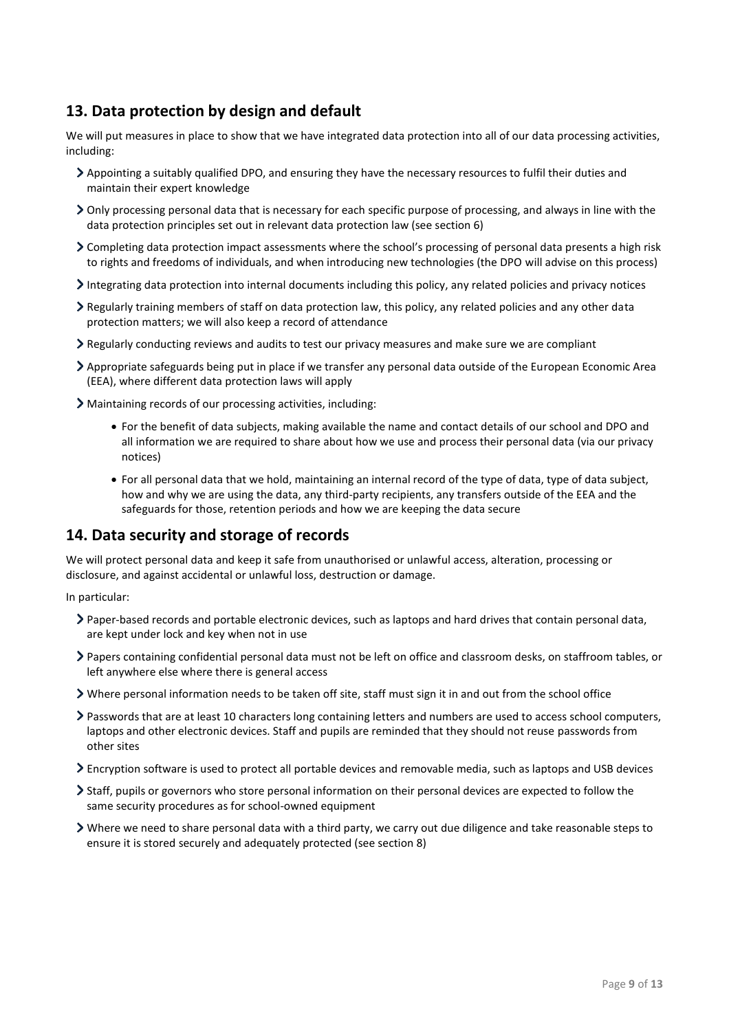## 13. Data protection by design and default

We will put measures in place to show that we have integrated data protection into all of our data processing activities, including:

- Appointing a suitably qualified DPO, and ensuring they have the necessary resources to fulfil their duties and maintain their expert knowledge
- Only processing personal data that is necessary for each specific purpose of processing, and always in line with the data protection principles set out in relevant data protection law (see section 6)
- Completing data protection impact assessments where the school's processing of personal data presents a high risk to rights and freedoms of individuals, and when introducing new technologies (the DPO will advise on this process)
- Integrating data protection into internal documents including this policy, any related policies and privacy notices
- Regularly training members of staff on data protection law, this policy, any related policies and any other data protection matters; we will also keep a record of attendance
- Regularly conducting reviews and audits to test our privacy measures and make sure we are compliant
- Appropriate safeguards being put in place if we transfer any personal data outside of the European Economic Area (EEA), where different data protection laws will apply
- Maintaining records of our processing activities, including:
    - For the benefit of data subjects, making available the name and contact details of our school and DPO and all information we are required to share about how we use and process their personal data (via our privacy notices)
    - For all personal data that we hold, maintaining an internal record of the type of data, type of data subject, how and why we are using the data, any third-party recipients, any transfers outside of the EEA and the safeguards for those, retention periods and how we are keeping the data secure

## 14. Data security and storage of records

We will protect personal data and keep it safe from unauthorised or unlawful access, alteration, processing or disclosure, and against accidental or unlawful loss, destruction or damage.

In particular:

- Paper-based records and portable electronic devices, such as laptops and hard drives that contain personal data, are kept under lock and key when not in use
- Papers containing confidential personal data must not be left on office and classroom desks, on staffroom tables, or left anywhere else where there is general access
- Where personal information needs to be taken off site, staff must sign it in and out from the school office
- Passwords that are at least 10 characters long containing letters and numbers are used to access school computers, laptops and other electronic devices. Staff and pupils are reminded that they should not reuse passwords from other sites
- Encryption software is used to protect all portable devices and removable media, such as laptops and USB devices
- Staff, pupils or governors who store personal information on their personal devices are expected to follow the same security procedures as for school-owned equipment
- Where we need to share personal data with a third party, we carry out due diligence and take reasonable steps to ensure it is stored securely and adequately protected (see section 8)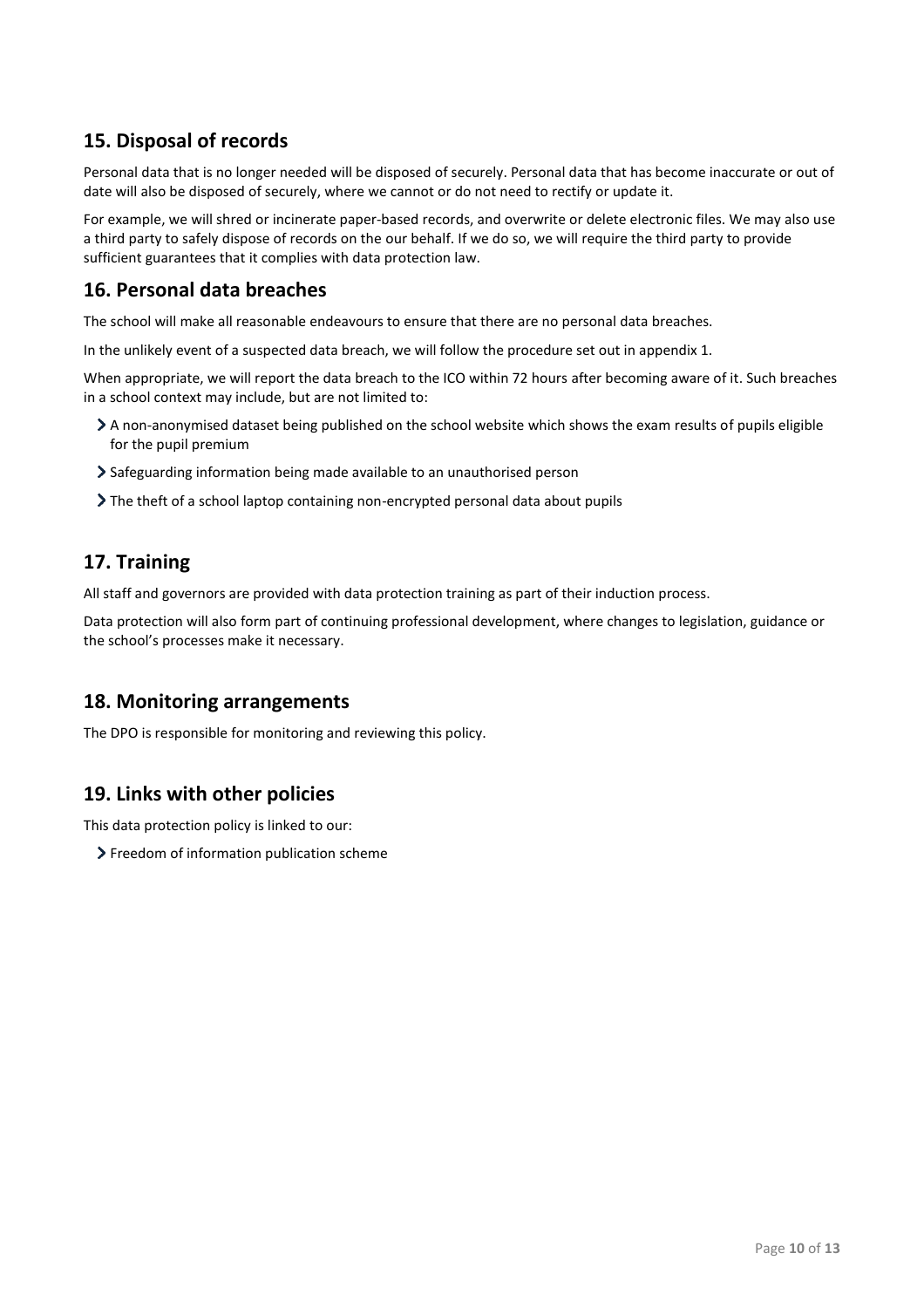## 15. Disposal of records

Personal data that is no longer needed will be disposed of securely. Personal data that has become inaccurate or out of date will also be disposed of securely, where we cannot or do not need to rectify or update it.

For example, we will shred or incinerate paper-based records, and overwrite or delete electronic files. We may also use a third party to safely dispose of records on the our behalf. If we do so, we will require the third party to provide sufficient guarantees that it complies with data protection law.

## 16. Personal data breaches

The school will make all reasonable endeavours to ensure that there are no personal data breaches.

In the unlikely event of a suspected data breach, we will follow the procedure set out in appendix 1.

When appropriate, we will report the data breach to the ICO within 72 hours after becoming aware of it. Such breaches in a school context may include, but are not limited to:

- A non-anonymised dataset being published on the school website which shows the exam results of pupils eligible for the pupil premium
- Safeguarding information being made available to an unauthorised person
- The theft of a school laptop containing non-encrypted personal data about pupils

## 17. Training

All staff and governors are provided with data protection training as part of their induction process.

Data protection will also form part of continuing professional development, where changes to legislation, guidance or the school's processes make it necessary.

## 18. Monitoring arrangements

The DPO is responsible for monitoring and reviewing this policy.

## 19. Links with other policies

This data protection policy is linked to our:

- Freedom of information publication scheme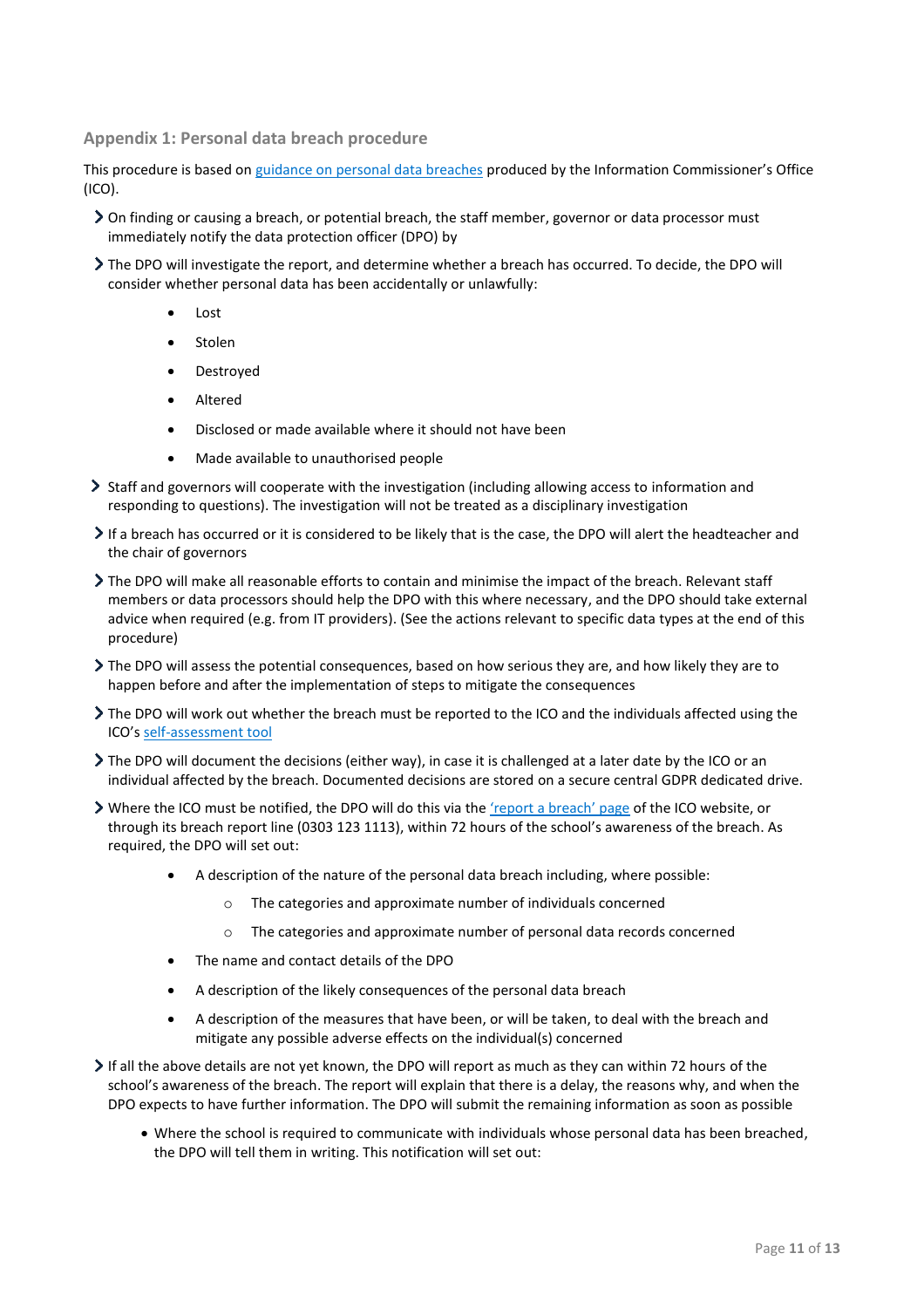## Appendix 1: Personal data breach procedure

This procedure is based on [guidance on personal data breaches](guidance on personal data breaches) produced by the Information Commissioner's Office (ICO).

- On finding or causing a breach, or potential breach, the staff member, governor or data processor must immediately notify the data protection officer (DPO) by
- The DPO will investigate the report, and determine whether a breach has occurred. To decide, the DPO will consider whether personal data has been accidentally or unlawfully:
    - Lost
    - Stolen
    - Destroyed
    - Altered
    - Disclosed or made available where it should not have been
    - Made available to unauthorised people
- Staff and governors will cooperate with the investigation (including allowing access to information and responding to questions). The investigation will not be treated as a disciplinary investigation
- If a breach has occurred or it is considered to be likely that is the case, the DPO will alert the headteacher and the chair of governors
- The DPO will make all reasonable efforts to contain and minimise the impact of the breach. Relevant staff members or data processors should help the DPO with this where necessary, and the DPO should take external advice when required (e.g. from IT providers). (See the actions relevant to specific data types at the end of this procedure)
- The DPO will assess the potential consequences, based on how serious they are, and how likely they are to happen before and after the implementation of steps to mitigate the consequences
- The DPO will work out whether the breach must be reported to the ICO and the individuals affected using the ICO's self-assessment tool
- The DPO will document the decisions (either way), in case it is challenged at a later date by the ICO or an individual affected by the breach. Documented decisions are stored on a secure central GDPR dedicated drive.
- Where the ICO must be notified, the DPO will do this via the 'report a breach' page of the ICO website, or through its breach report line (0303 123 1113), within 72 hours of the school's awareness of the breach. As required, the DPO will set out:
    - A description of the nature of the personal data breach including, where possible:
        - The categories and approximate number of individuals concerned
        - The categories and approximate number of personal data records concerned
    - The name and contact details of the DPO
    - A description of the likely consequences of the personal data breach
    - A description of the measures that have been, or will be taken, to deal with the breach and mitigate any possible adverse effects on the individual(s) concerned
- If all the above details are not yet known, the DPO will report as much as they can within 72 hours of the school's awareness of the breach. The report will explain that there is a delay, the reasons why, and when the DPO expects to have further information. The DPO will submit the remaining information as soon as possible
    - Where the school is required to communicate with individuals whose personal data has been breached, the DPO will tell them in writing. This notification will set out: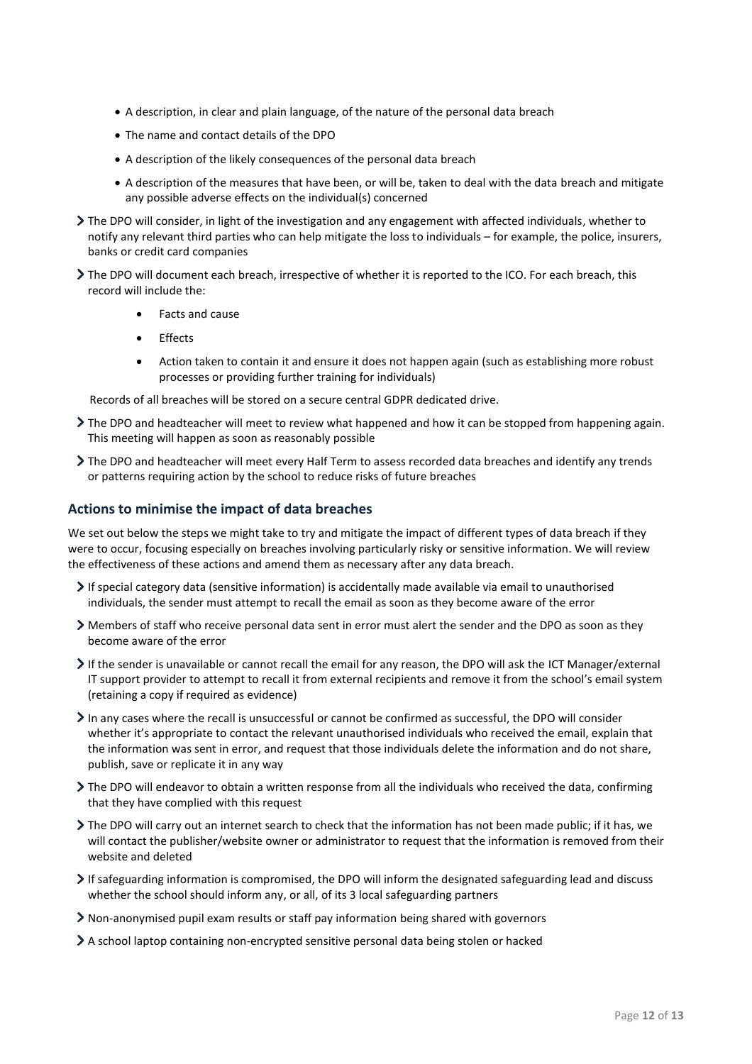- A description, in clear and plain language, of the nature of the personal data breach
- The name and contact details of the DPO
- A description of the likely consequences of the personal data breach
- A description of the measures that have been, or will be, taken to deal with the data breach and mitigate any possible adverse effects on the individual(s) concerned

- The DPO will consider, in light of the investigation and any engagement with affected individuals, whether to notify any relevant third parties who can help mitigate the loss to individuals – for example, the police, insurers, banks or credit card companies
- The DPO will document each breach, irrespective of whether it is reported to the ICO. For each breach, this record will include the:
    - Facts and cause
    - Effects
    - Action taken to contain it and ensure it does not happen again (such as establishing more robust processes or providing further training for individuals)

  Records of all breaches will be stored on a secure central GDPR dedicated drive.
- The DPO and headteacher will meet to review what happened and how it can be stopped from happening again. This meeting will happen as soon as reasonably possible
- The DPO and headteacher will meet every Half Term to assess recorded data breaches and identify any trends or patterns requiring action by the school to reduce risks of future breaches

### Actions to minimise the impact of data breaches

We set out below the steps we might take to try and mitigate the impact of different types of data breach if they were to occur, focusing especially on breaches involving particularly risky or sensitive information. We will review the effectiveness of these actions and amend them as necessary after any data breach.

- If special category data (sensitive information) is accidentally made available via email to unauthorised individuals, the sender must attempt to recall the email as soon as they become aware of the error
- Members of staff who receive personal data sent in error must alert the sender and the DPO as soon as they become aware of the error
- If the sender is unavailable or cannot recall the email for any reason, the DPO will ask the ICT Manager/external IT support provider to attempt to recall it from external recipients and remove it from the school's email system (retaining a copy if required as evidence)
- In any cases where the recall is unsuccessful or cannot be confirmed as successful, the DPO will consider whether it's appropriate to contact the relevant unauthorised individuals who received the email, explain that the information was sent in error, and request that those individuals delete the information and do not share, publish, save or replicate it in any way
- The DPO will endeavor to obtain a written response from all the individuals who received the data, confirming that they have complied with this request
- The DPO will carry out an internet search to check that the information has not been made public; if it has, we will contact the publisher/website owner or administrator to request that the information is removed from their website and deleted
- If safeguarding information is compromised, the DPO will inform the designated safeguarding lead and discuss whether the school should inform any, or all, of its 3 local safeguarding partners
- Non-anonymised pupil exam results or staff pay information being shared with governors
- A school laptop containing non-encrypted sensitive personal data being stolen or hacked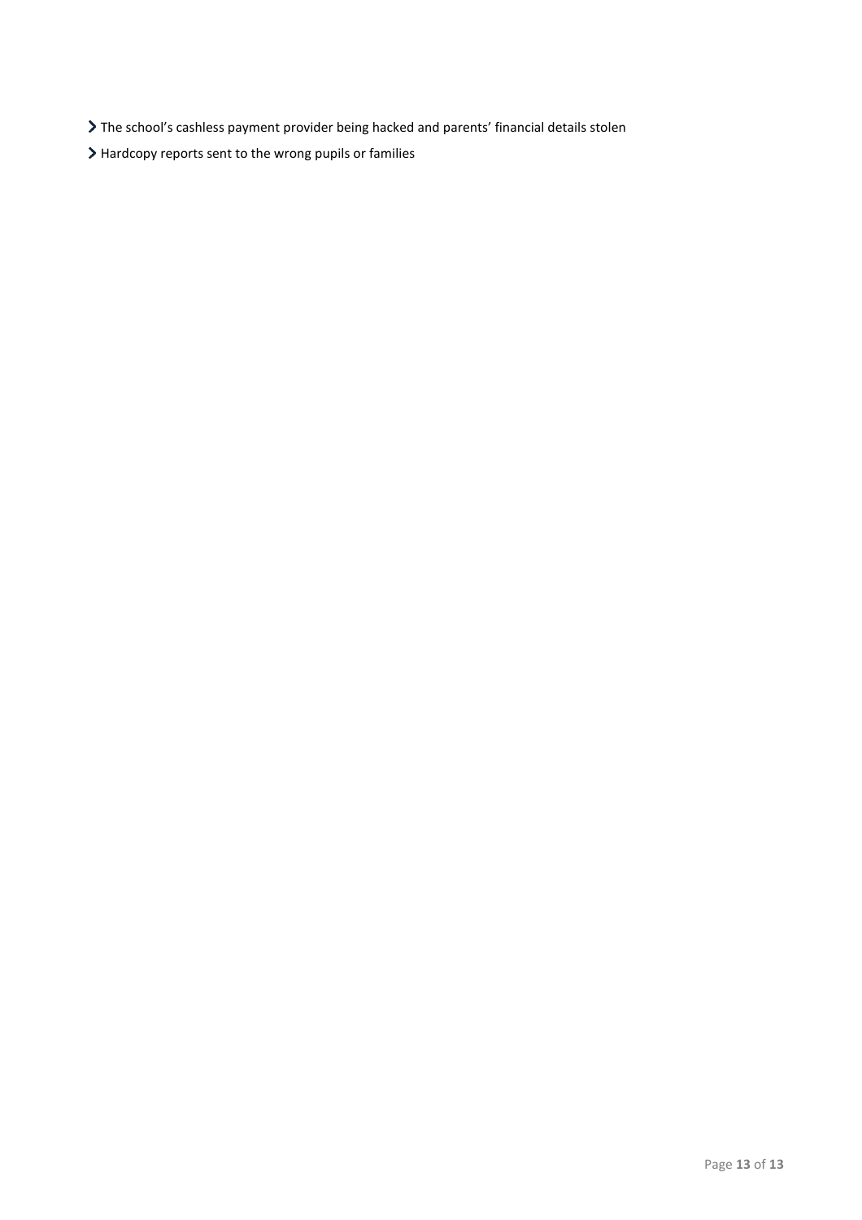- The school's cashless payment provider being hacked and parents' financial details stolen
- Hardcopy reports sent to the wrong pupils or families